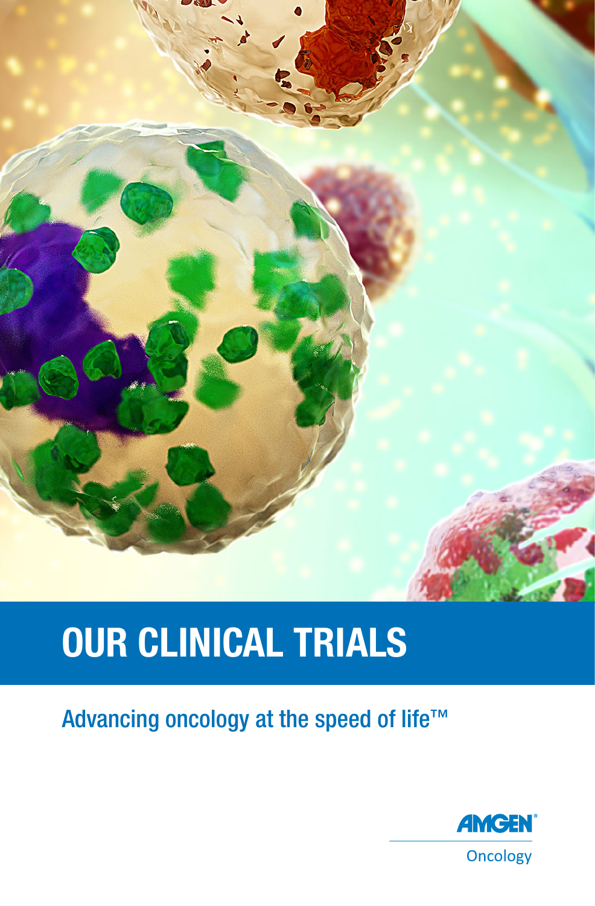# OUR CLINICAL TRIALS

Advancing oncology at the speed of life™

AMGEN®

Oncology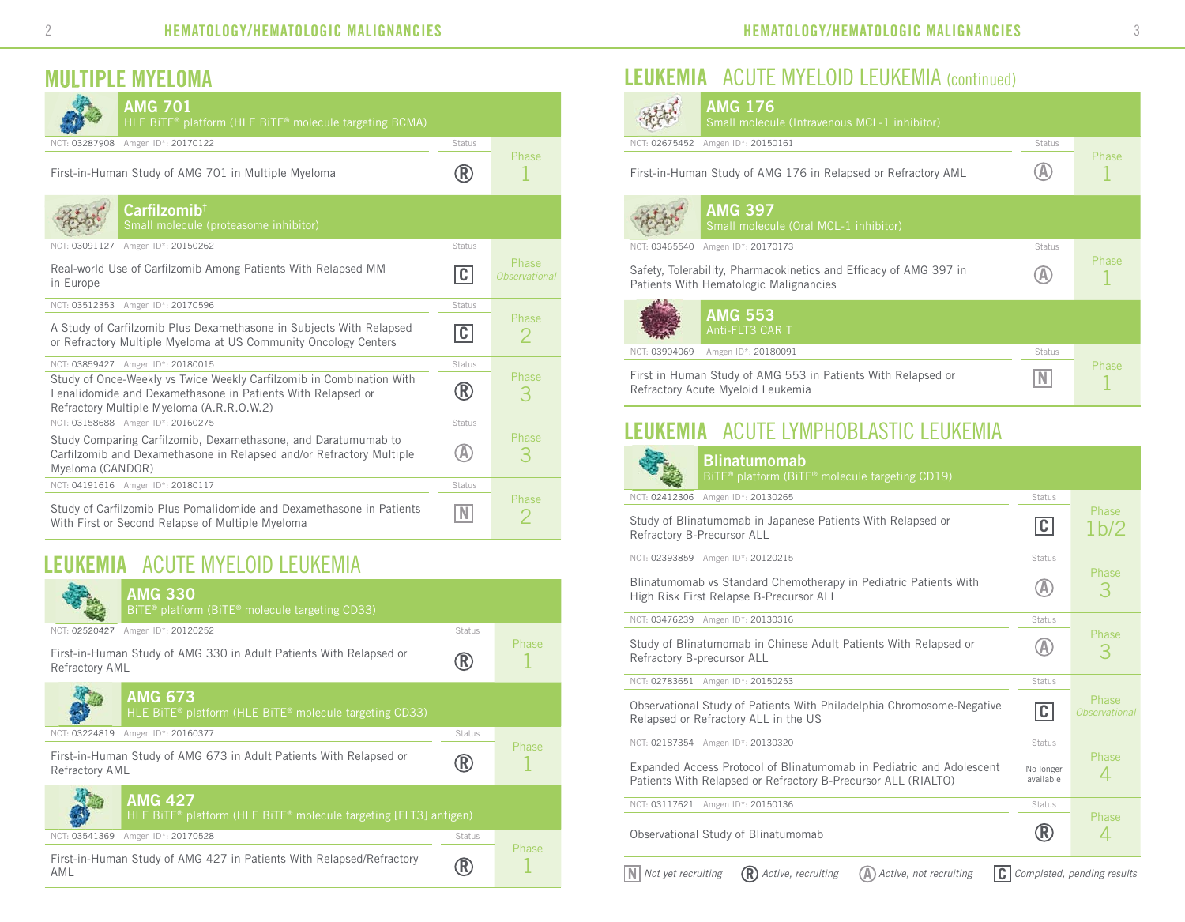## MULTIPLE MYELOMA

### AMG 701
HLE BiTE® platform (HLE BiTE® molecule targeting BCMA)

| NCT / Amgen ID | Study | Status | Phase |
|---|---|---|---|
| NCT: 03287908 Amgen ID*: 20170122 | First-in-Human Study of AMG 701 in Multiple Myeloma | R | 1 |

### Carfilzomib†
Small molecule (proteasome inhibitor)

| NCT / Amgen ID | Study | Status | Phase |
|---|---|---|---|
| NCT: 03091127 Amgen ID*: 20150262 | Real-world Use of Carfilzomib Among Patients With Relapsed MM in Europe | C | Observational |
| NCT: 03512353 Amgen ID*: 20170596 | A Study of Carfilzomib Plus Dexamethasone in Subjects With Relapsed or Refractory Multiple Myeloma at US Community Oncology Centers | C | 2 |
| NCT: 03859427 Amgen ID*: 20180015 | Study of Once-Weekly vs Twice Weekly Carfilzomib in Combination With Lenalidomide and Dexamethasone in Patients With Relapsed or Refractory Multiple Myeloma (A.R.R.O.W.2) | R | 3 |
| NCT: 03158688 Amgen ID*: 20160275 | Study Comparing Carfilzomib, Dexamethasone, and Daratumumab to Carfilzomib and Dexamethasone in Relapsed and/or Refractory Multiple Myeloma (CANDOR) | A | 3 |
| NCT: 04191616 Amgen ID*: 20180117 | Study of Carfilzomib Plus Pomalidomide and Dexamethasone in Patients With First or Second Relapse of Multiple Myeloma | N | 2 |

## LEUKEMIA ACUTE MYELOID LEUKEMIA

### AMG 330
BiTE® platform (BiTE® molecule targeting CD33)

| NCT / Amgen ID | Study | Status | Phase |
|---|---|---|---|
| NCT: 02520427 Amgen ID*: 20120252 | First-in-Human Study of AMG 330 in Adult Patients With Relapsed or Refractory AML | R | 1 |

### AMG 673
HLE BiTE® platform (HLE BiTE® molecule targeting CD33)

| NCT / Amgen ID | Study | Status | Phase |
|---|---|---|---|
| NCT: 03224819 Amgen ID*: 20160377 | First-in-Human Study of AMG 673 in Adult Patients With Relapsed or Refractory AML | R | 1 |

### AMG 427
HLE BiTE® platform (HLE BiTE® molecule targeting [FLT3] antigen)

| NCT / Amgen ID | Study | Status | Phase |
|---|---|---|---|
| NCT: 03541369 Amgen ID*: 20170528 | First-in-Human Study of AMG 427 in Patients With Relapsed/Refractory AML | R | 1 |

## LEUKEMIA ACUTE MYELOID LEUKEMIA (continued)

### AMG 176
Small molecule (Intravenous MCL-1 inhibitor)

| NCT / Amgen ID | Study | Status | Phase |
|---|---|---|---|
| NCT: 02675452 Amgen ID*: 20150161 | First-in-Human Study of AMG 176 in Relapsed or Refractory AML | A | 1 |

### AMG 397
Small molecule (Oral MCL-1 inhibitor)

| NCT / Amgen ID | Study | Status | Phase |
|---|---|---|---|
| NCT: 03465540 Amgen ID*: 20170173 | Safety, Tolerability, Pharmacokinetics and Efficacy of AMG 397 in Patients With Hematologic Malignancies | A | 1 |

### AMG 553
Anti-FLT3 CAR T

| NCT / Amgen ID | Study | Status | Phase |
|---|---|---|---|
| NCT: 03904069 Amgen ID*: 20180091 | First in Human Study of AMG 553 in Patients With Relapsed or Refractory Acute Myeloid Leukemia | N | 1 |

## LEUKEMIA ACUTE LYMPHOBLASTIC LEUKEMIA

### Blinatumomab
BiTE® platform (BiTE® molecule targeting CD19)

| NCT / Amgen ID | Study | Status | Phase |
|---|---|---|---|
| NCT: 02412306 Amgen ID*: 20130265 | Study of Blinatumomab in Japanese Patients With Relapsed or Refractory B-Precursor ALL | C | 1b/2 |
| NCT: 02393859 Amgen ID*: 20120215 | Blinatumomab vs Standard Chemotherapy in Pediatric Patients With High Risk First Relapse B-Precursor ALL | A | 3 |
| NCT: 03476239 Amgen ID*: 20130316 | Study of Blinatumomab in Chinese Adult Patients With Relapsed or Refractory B-precursor ALL | A | 3 |
| NCT: 02783651 Amgen ID*: 20150253 | Observational Study of Patients With Philadelphia Chromosome-Negative Relapsed or Refractory ALL in the US | C | Observational |
| NCT: 02187354 Amgen ID*: 20130320 | Expanded Access Protocol of Blinatumomab in Pediatric and Adolescent Patients With Relapsed or Refractory B-Precursor ALL (RIALTO) | No longer available | 4 |
| NCT: 03117621 Amgen ID*: 20150136 | Observational Study of Blinatumomab | R | 4 |

N *Not yet recruiting* R *Active, recruiting* A *Active, not recruiting* C *Completed, pending results*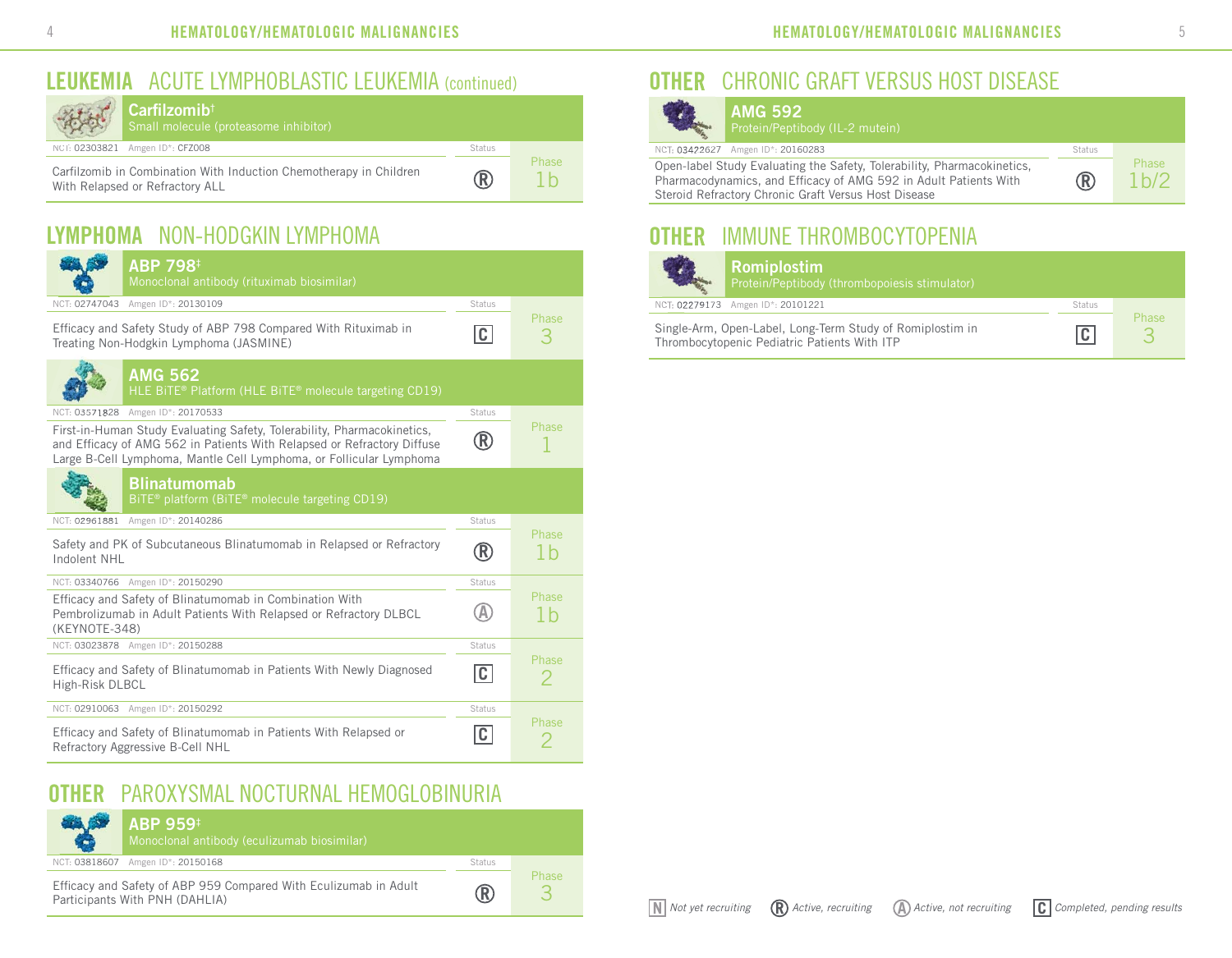## LEUKEMIA ACUTE LYMPHOBLASTIC LEUKEMIA (continued)

### Carfilzomib†
Small molecule (proteasome inhibitor)

| NCT: 02303821 Amgen ID*: CFZ008 | Status | Phase |
|---|---|---|
| Carfilzomib in Combination With Induction Chemotherapy in Children With Relapsed or Refractory ALL | Ⓡ | 1b |

## LYMPHOMA NON-HODGKIN LYMPHOMA

### ABP 798‡
Monoclonal antibody (rituximab biosimilar)

| NCT: 02747043 Amgen ID*: 20130109 | Status | Phase |
|---|---|---|
| Efficacy and Safety Study of ABP 798 Compared With Rituximab in Treating Non-Hodgkin Lymphoma (JASMINE) | C | 3 |

### AMG 562
HLE BiTE® Platform (HLE BiTE® molecule targeting CD19)

| NCT: 03571828 Amgen ID*: 20170533 | Status | Phase |
|---|---|---|
| First-in-Human Study Evaluating Safety, Tolerability, Pharmacokinetics, and Efficacy of AMG 562 in Patients With Relapsed or Refractory Diffuse Large B-Cell Lymphoma, Mantle Cell Lymphoma, or Follicular Lymphoma | Ⓡ | 1 |

### Blinatumomab
BiTE® platform (BiTE® molecule targeting CD19)

| NCT / Amgen ID | Study | Status | Phase |
|---|---|---|---|
| NCT: 02961881 Amgen ID*: 20140286 | Safety and PK of Subcutaneous Blinatumomab in Relapsed or Refractory Indolent NHL | Ⓡ | 1b |
| NCT: 03340766 Amgen ID*: 20150290 | Efficacy and Safety of Blinatumomab in Combination With Pembrolizumab in Adult Patients With Relapsed or Refractory DLBCL (KEYNOTE-348) | Ⓐ | 1b |
| NCT: 03023878 Amgen ID*: 20150288 | Efficacy and Safety of Blinatumomab in Patients With Newly Diagnosed High-Risk DLBCL | C | 2 |
| NCT: 02910063 Amgen ID*: 20150292 | Efficacy and Safety of Blinatumomab in Patients With Relapsed or Refractory Aggressive B-Cell NHL | C | 2 |

## OTHER PAROXYSMAL NOCTURNAL HEMOGLOBINURIA

### ABP 959‡
Monoclonal antibody (eculizumab biosimilar)

| NCT: 03818607 Amgen ID*: 20150168 | Status | Phase |
|---|---|---|
| Efficacy and Safety of ABP 959 Compared With Eculizumab in Adult Participants With PNH (DAHLIA) | Ⓡ | 3 |

## OTHER CHRONIC GRAFT VERSUS HOST DISEASE

### AMG 592
Protein/Peptibody (IL-2 mutein)

| NCT: 03422627 Amgen ID*: 20160283 | Status | Phase |
|---|---|---|
| Open-label Study Evaluating the Safety, Tolerability, Pharmacokinetics, Pharmacodynamics, and Efficacy of AMG 592 in Adult Patients With Steroid Refractory Chronic Graft Versus Host Disease | Ⓡ | 1b/2 |

## OTHER IMMUNE THROMBOCYTOPENIA

### Romiplostim
Protein/Peptibody (thrombopoiesis stimulator)

| NCT: 02279173 Amgen ID*: 20101221 | Status | Phase |
|---|---|---|
| Single-Arm, Open-Label, Long-Term Study of Romiplostim in Thrombocytopenic Pediatric Patients With ITP | C | 3 |

*N* Not yet recruiting · *Ⓡ* Active, recruiting · *Ⓐ* Active, not recruiting · *C* Completed, pending results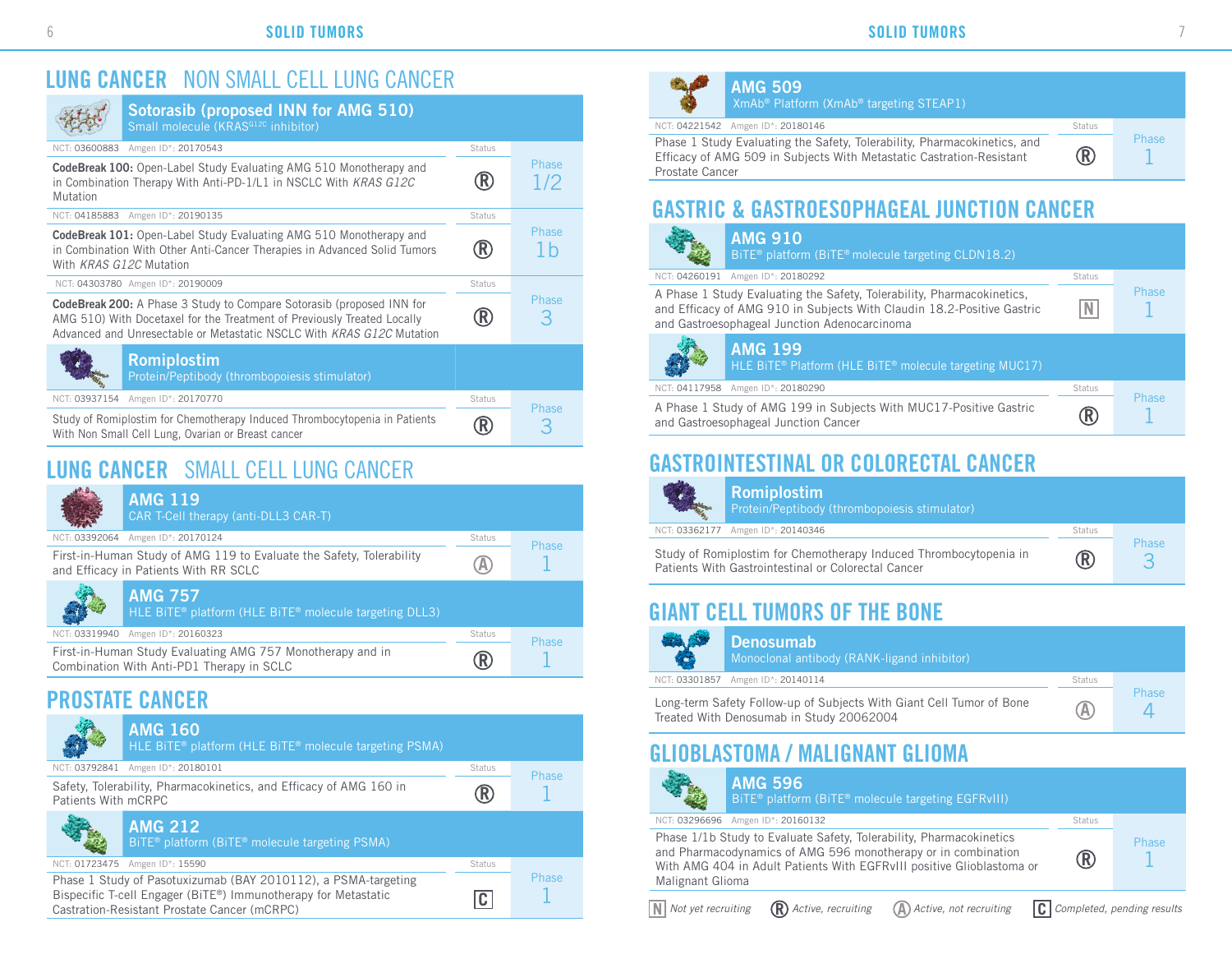# LUNG CANCER NON SMALL CELL LUNG CANCER

## Sotorasib (proposed INN for AMG 510)

Small molecule (KRAS$^{G12C}$ inhibitor)

NCT: 03600883 Amgen ID*: 20170543

**CodeBreak 100:** Open-Label Study Evaluating AMG 510 Monotherapy and in Combination Therapy With Anti-PD-1/L1 in NSCLC With *KRAS G12C* Mutation

Status: R | Phase 1/2

NCT: 04185883 Amgen ID*: 20190135

**CodeBreak 101:** Open-Label Study Evaluating AMG 510 Monotherapy and in Combination With Other Anti-Cancer Therapies in Advanced Solid Tumors With *KRAS G12C* Mutation

Status: R | Phase 1b

NCT: 04303780 Amgen ID*: 20190009

**CodeBreak 200:** A Phase 3 Study to Compare Sotorasib (proposed INN for AMG 510) With Docetaxel for the Treatment of Previously Treated Locally Advanced and Unresectable or Metastatic NSCLC With *KRAS G12C* Mutation

Status: R | Phase 3

## Romiplostim

Protein/Peptibody (thrombopoiesis stimulator)

NCT: 03937154 Amgen ID*: 20170770

Study of Romiplostim for Chemotherapy Induced Thrombocytopenia in Patients With Non Small Cell Lung, Ovarian or Breast cancer

Status: R | Phase 3

# LUNG CANCER SMALL CELL LUNG CANCER

## AMG 119

CAR T-Cell therapy (anti-DLL3 CAR-T)

NCT: 03392064 Amgen ID*: 20170124

First-in-Human Study of AMG 119 to Evaluate the Safety, Tolerability and Efficacy in Patients With RR SCLC

Status: A | Phase 1

## AMG 757

HLE BiTE® platform (HLE BiTE® molecule targeting DLL3)

NCT: 03319940 Amgen ID*: 20160323

First-in-Human Study Evaluating AMG 757 Monotherapy and in Combination With Anti-PD1 Therapy in SCLC

Status: R | Phase 1

# PROSTATE CANCER

## AMG 160

HLE BiTE® platform (HLE BiTE® molecule targeting PSMA)

NCT: 03792841 Amgen ID*: 20180101

Safety, Tolerability, Pharmacokinetics, and Efficacy of AMG 160 in Patients With mCRPC

Status: R | Phase 1

## AMG 212

BiTE® platform (BiTE® molecule targeting PSMA)

NCT: 01723475 Amgen ID*: 15590

Phase 1 Study of Pasotuxizumab (BAY 2010112), a PSMA-targeting Bispecific T-cell Engager (BiTE®) Immunotherapy for Metastatic Castration-Resistant Prostate Cancer (mCRPC)

Status: C | Phase 1

## AMG 509

XmAb® Platform (XmAb® targeting STEAP1)

NCT: 04221542 Amgen ID*: 20180146

Phase 1 Study Evaluating the Safety, Tolerability, Pharmacokinetics, and Efficacy of AMG 509 in Subjects With Metastatic Castration-Resistant Prostate Cancer

Status: R | Phase 1

# GASTRIC & GASTROESOPHAGEAL JUNCTION CANCER

## AMG 910

BiTE® platform (BiTE® molecule targeting CLDN18.2)

NCT: 04260191 Amgen ID*: 20180292

A Phase 1 Study Evaluating the Safety, Tolerability, Pharmacokinetics, and Efficacy of AMG 910 in Subjects With Claudin 18.2-Positive Gastric and Gastroesophageal Junction Adenocarcinoma

Status: N | Phase 1

## AMG 199

HLE BiTE® Platform (HLE BiTE® molecule targeting MUC17)

NCT: 04117958 Amgen ID*: 20180290

A Phase 1 Study of AMG 199 in Subjects With MUC17-Positive Gastric and Gastroesophageal Junction Cancer

Status: R | Phase 1

# GASTROINTESTINAL OR COLORECTAL CANCER

## Romiplostim

Protein/Peptibody (thrombopoiesis stimulator)

NCT: 03362177 Amgen ID*: 20140346

Study of Romiplostim for Chemotherapy Induced Thrombocytopenia in Patients With Gastrointestinal or Colorectal Cancer

Status: R | Phase 3

# GIANT CELL TUMORS OF THE BONE

## Denosumab

Monoclonal antibody (RANK-ligand inhibitor)

NCT: 03301857 Amgen ID*: 20140114

Long-term Safety Follow-up of Subjects With Giant Cell Tumor of Bone Treated With Denosumab in Study 20062004

Status: A | Phase 4

# GLIOBLASTOMA / MALIGNANT GLIOMA

## AMG 596

BiTE® platform (BiTE® molecule targeting EGFRvIII)

NCT: 03296696 Amgen ID*: 20160132

Phase 1/1b Study to Evaluate Safety, Tolerability, Pharmacokinetics and Pharmacodynamics of AMG 596 monotherapy or in combination With AMG 404 in Adult Patients With EGFRvIII positive Glioblastoma or Malignant Glioma

Status: R | Phase 1

*N Not yet recruiting | R Active, recruiting | A Active, not recruiting | C Completed, pending results*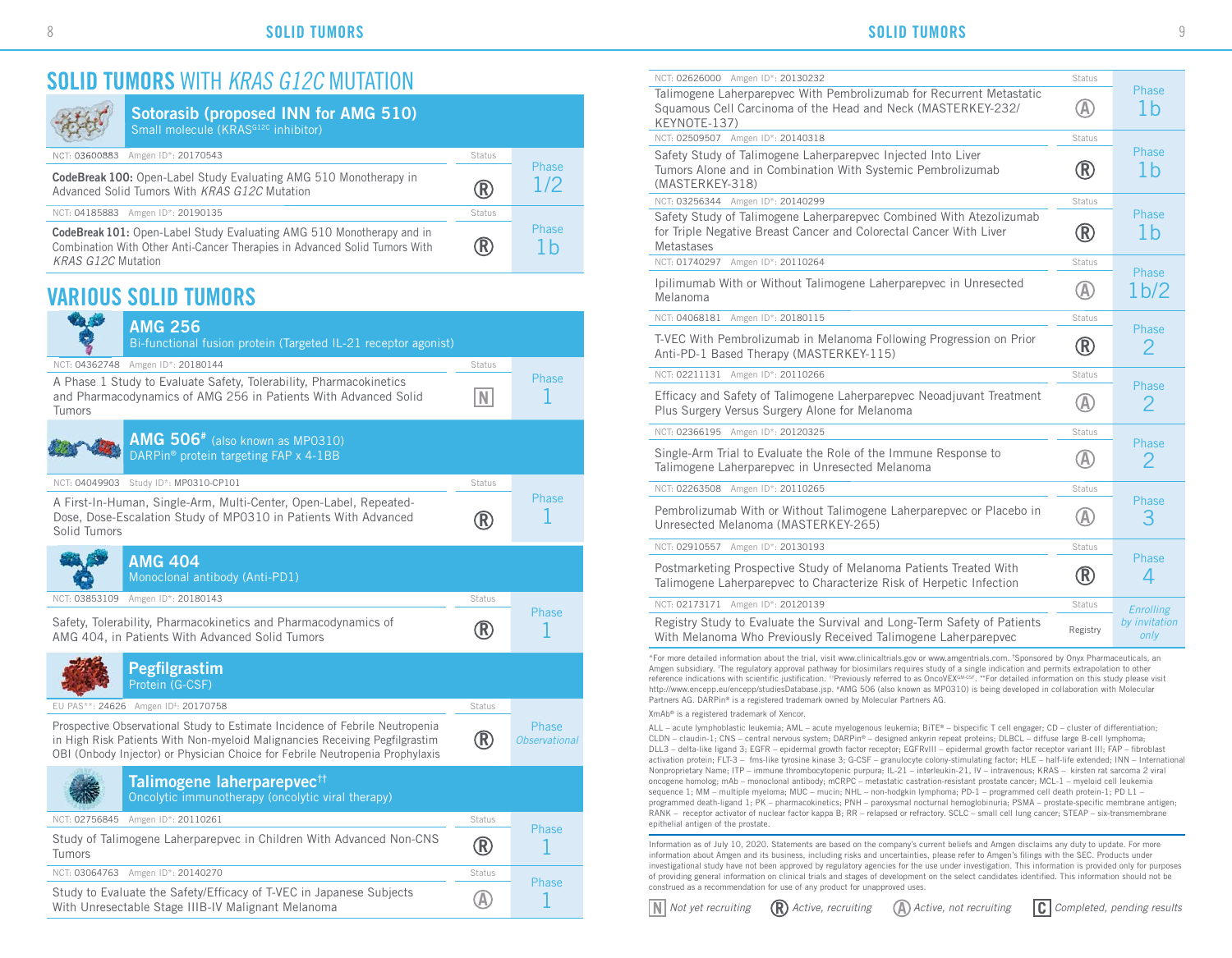# SOLID TUMORS WITH *KRAS G12C* MUTATION

## Sotorasib (proposed INN for AMG 510)

Small molecule (KRAS[G12C] inhibitor)

| Study | Status | Phase |
|---|---|---|
| NCT: 03600883 Amgen ID*: 20170543<br>**CodeBreak 100:** Open-Label Study Evaluating AMG 510 Monotherapy in Advanced Solid Tumors With *KRAS G12C* Mutation | Ⓡ | Phase 1/2 |
| NCT: 04185883 Amgen ID*: 20190135<br>**CodeBreak 101:** Open-Label Study Evaluating AMG 510 Monotherapy and in Combination With Other Anti-Cancer Therapies in Advanced Solid Tumors With *KRAS G12C* Mutation | Ⓡ | Phase 1b |

# VARIOUS SOLID TUMORS

## AMG 256

Bi-functional fusion protein (Targeted IL-21 receptor agonist)

| Study | Status | Phase |
|---|---|---|
| NCT: 04362748 Amgen ID*: 20180144<br>A Phase 1 Study to Evaluate Safety, Tolerability, Pharmacokinetics and Pharmacodynamics of AMG 256 in Patients With Advanced Solid Tumors | N | Phase 1 |

## AMG 506# (also known as MP0310)

DARPin® protein targeting FAP x 4-1BB

| Study | Status | Phase |
|---|---|---|
| NCT: 04049903 Study ID*: MP0310-CP101<br>A First-In-Human, Single-Arm, Multi-Center, Open-Label, Repeated-Dose, Dose-Escalation Study of MP0310 in Patients With Advanced Solid Tumors | Ⓡ | Phase 1 |

## AMG 404

Monoclonal antibody (Anti-PD1)

| Study | Status | Phase |
|---|---|---|
| NCT: 03853109 Amgen ID*: 20180143<br>Safety, Tolerability, Pharmacokinetics and Pharmacodynamics of AMG 404, in Patients With Advanced Solid Tumors | Ⓡ | Phase 1 |

## Pegfilgrastim

Protein (G-CSF)

| Study | Status | Phase |
|---|---|---|
| EU PAS**: 24626 Amgen ID‡: 20170758<br>Prospective Observational Study to Estimate Incidence of Febrile Neutropenia in High Risk Patients With Non-myeloid Malignancies Receiving Pegfilgrastim OBI (Onbody Injector) or Physician Choice for Febrile Neutropenia Prophylaxis | Ⓡ | Phase *Observational* |

## Talimogene laherparepvec††

Oncolytic immunotherapy (oncolytic viral therapy)

| Study | Status | Phase |
|---|---|---|
| NCT: 02756845 Amgen ID*: 20110261<br>Study of Talimogene Laherparepvec in Children With Advanced Non-CNS Tumors | Ⓡ | Phase 1 |
| NCT: 03064763 Amgen ID*: 20140270<br>Study to Evaluate the Safety/Efficacy of T-VEC in Japanese Subjects With Unresectable Stage IIIB-IV Malignant Melanoma | Ⓐ | Phase 1 |
| NCT: 02626000 Amgen ID*: 20130232<br>Talimogene Laherparepvec With Pembrolizumab for Recurrent Metastatic Squamous Cell Carcinoma of the Head and Neck (MASTERKEY-232/ KEYNOTE-137) | Ⓐ | Phase 1b |
| NCT: 02509507 Amgen ID*: 20140318<br>Safety Study of Talimogene Laherparepvec Injected Into Liver Tumors Alone and in Combination With Systemic Pembrolizumab (MASTERKEY-318) | Ⓡ | Phase 1b |
| NCT: 03256344 Amgen ID*: 20140299<br>Safety Study of Talimogene Laherparepvec Combined With Atezolizumab for Triple Negative Breast Cancer and Colorectal Cancer With Liver Metastases | Ⓡ | Phase 1b |
| NCT: 01740297 Amgen ID*: 20110264<br>Ipilimumab With or Without Talimogene Laherparepvec in Unresected Melanoma | Ⓐ | Phase 1b/2 |
| NCT: 04068181 Amgen ID*: 20180115<br>T-VEC With Pembrolizumab in Melanoma Following Progression on Prior Anti-PD-1 Based Therapy (MASTERKEY-115) | Ⓡ | Phase 2 |
| NCT: 02211131 Amgen ID*: 20110266<br>Efficacy and Safety of Talimogene Laherparepvec Neoadjuvant Treatment Plus Surgery Versus Surgery Alone for Melanoma | Ⓐ | Phase 2 |
| NCT: 02366195 Amgen ID*: 20120325<br>Single-Arm Trial to Evaluate the Role of the Immune Response to Talimogene Laherparepvec in Unresected Melanoma | Ⓐ | Phase 2 |
| NCT: 02263508 Amgen ID*: 20110265<br>Pembrolizumab With or Without Talimogene Laherparepvec or Placebo in Unresected Melanoma (MASTERKEY-265) | Ⓐ | Phase 3 |
| NCT: 02910557 Amgen ID*: 20130193<br>Postmarketing Prospective Study of Melanoma Patients Treated With Talimogene Laherparepvec to Characterize Risk of Herpetic Infection | Ⓡ | Phase 4 |
| NCT: 02173171 Amgen ID*: 20120139<br>Registry Study to Evaluate the Survival and Long-Term Safety of Patients With Melanoma Who Previously Received Talimogene Laherparepvec | Registry | *Enrolling by invitation only* |

*For more detailed information about the trial, visit www.clinicaltrials.gov or www.amgentrials.com. †Sponsored by Onyx Pharmaceuticals, an Amgen subsidiary. ‡The regulatory approval pathway for biosimilars requires study of a single indication and permits extrapolation to other reference indications with scientific justification. ††Previously referred to as OncoVEX[GM-CSF]. **For detailed information on this study please visit http://www.encepp.eu/encepp/studiesDatabase.jsp. #AMG 506 (also known as MP0310) is being developed in collaboration with Molecular Partners AG. DARPin® is a registered trademark owned by Molecular Partners AG.

XmAb® is a registered trademark of Xencor.

ALL – acute lymphoblastic leukemia; AML – acute myelogenous leukemia; BiTE® – bispecific T cell engager; CD – cluster of differentiation; CLDN – claudin-1; CNS – central nervous system; DARPin® – designed ankyrin repeat proteins; DLBCL – diffuse large B-cell lymphoma; DLL3 – delta-like ligand 3; EGFR – epidermal growth factor receptor; EGFRvIII – epidermal growth factor receptor variant III; FAP – fibroblast activation protein; FLT-3 – fms-like tyrosine kinase 3; G-CSF – granulocyte colony-stimulating factor; HLE – half-life extended; INN – International Nonproprietary Name; ITP – immune thrombocytopenic purpura; IL-21 – interleukin-21, IV – intravenous; KRAS – kirsten rat sarcoma 2 viral oncogene homolog; mAb – monoclonal antibody; mCRPC – metastatic castration-resistant prostate cancer; MCL-1 – myeloid cell leukemia sequence 1; MM – multiple myeloma; MUC – mucin; NHL – non-hodgkin lymphoma; PD-1 – programmed cell death protein-1; PD L1 – programmed death-ligand 1; PK – pharmacokinetics; PNH – paroxysmal nocturnal hemoglobinuria; PSMA – prostate-specific membrane antigen; RANK – receptor activator of nuclear factor kappa B; RR – relapsed or refractory. SCLC – small cell lung cancer; STEAP – six-transmembrane epithelial antigen of the prostate.

Information as of July 10, 2020. Statements are based on the company's current beliefs and Amgen disclaims any duty to update. For more information about Amgen and its business, including risks and uncertainties, please refer to Amgen's filings with the SEC. Products under investigational study have not been approved by regulatory agencies for the use under investigation. This information is provided only for purposes of providing general information on clinical trials and stages of development on the select candidates identified. This information should not be construed as a recommendation for use of any product for unapproved uses.

N *Not yet recruiting* Ⓡ *Active, recruiting* Ⓐ *Active, not recruiting* C *Completed, pending results*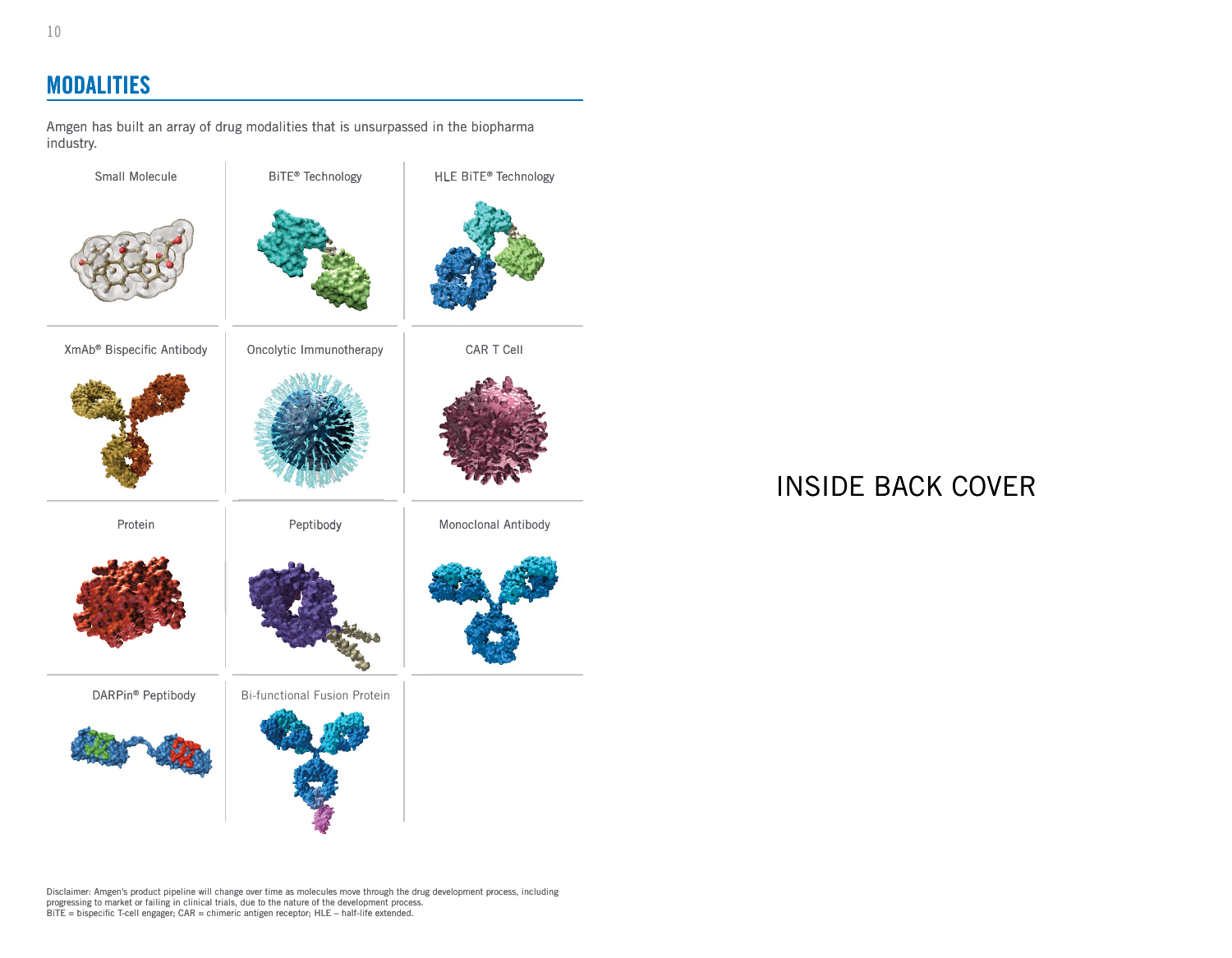## MODALITIES

Amgen has built an array of drug modalities that is unsurpassed in the biopharma industry.

| | | |
|---|---|---|
| Small Molecule | BiTE® Technology | HLE BiTE® Technology |
| XmAb® Bispecific Antibody | Oncolytic Immunotherapy | CAR T Cell |
| Protein | Peptibody | Monoclonal Antibody |
| DARPin® Peptibody | Bi-functional Fusion Protein | |

Disclaimer: Amgen's product pipeline will change over time as molecules move through the drug development process, including progressing to market or failing in clinical trials, due to the nature of the development process.
BiTE = bispecific T-cell engager; CAR = chimeric antigen receptor; HLE – half-life extended.

INSIDE BACK COVER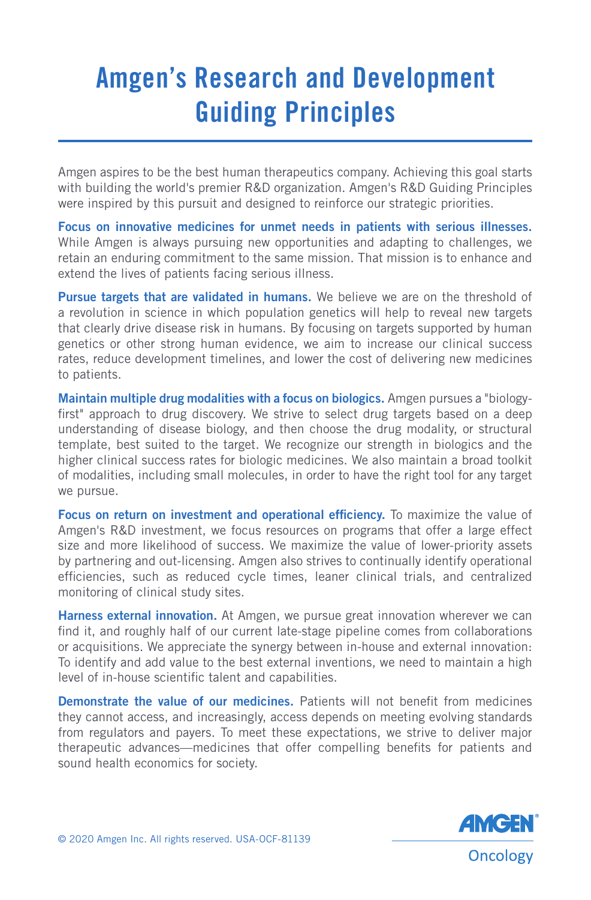# Amgen's Research and Development Guiding Principles

Amgen aspires to be the best human therapeutics company. Achieving this goal starts with building the world's premier R&D organization. Amgen's R&D Guiding Principles were inspired by this pursuit and designed to reinforce our strategic priorities.

**Focus on innovative medicines for unmet needs in patients with serious illnesses.** While Amgen is always pursuing new opportunities and adapting to challenges, we retain an enduring commitment to the same mission. That mission is to enhance and extend the lives of patients facing serious illness.

**Pursue targets that are validated in humans.** We believe we are on the threshold of a revolution in science in which population genetics will help to reveal new targets that clearly drive disease risk in humans. By focusing on targets supported by human genetics or other strong human evidence, we aim to increase our clinical success rates, reduce development timelines, and lower the cost of delivering new medicines to patients.

**Maintain multiple drug modalities with a focus on biologics.** Amgen pursues a "biology-first" approach to drug discovery. We strive to select drug targets based on a deep understanding of disease biology, and then choose the drug modality, or structural template, best suited to the target. We recognize our strength in biologics and the higher clinical success rates for biologic medicines. We also maintain a broad toolkit of modalities, including small molecules, in order to have the right tool for any target we pursue.

**Focus on return on investment and operational efficiency.** To maximize the value of Amgen's R&D investment, we focus resources on programs that offer a large effect size and more likelihood of success. We maximize the value of lower-priority assets by partnering and out-licensing. Amgen also strives to continually identify operational efficiencies, such as reduced cycle times, leaner clinical trials, and centralized monitoring of clinical study sites.

**Harness external innovation.** At Amgen, we pursue great innovation wherever we can find it, and roughly half of our current late-stage pipeline comes from collaborations or acquisitions. We appreciate the synergy between in-house and external innovation: To identify and add value to the best external inventions, we need to maintain a high level of in-house scientific talent and capabilities.

**Demonstrate the value of our medicines.** Patients will not benefit from medicines they cannot access, and increasingly, access depends on meeting evolving standards from regulators and payers. To meet these expectations, we strive to deliver major therapeutic advances—medicines that offer compelling benefits for patients and sound health economics for society.

© 2020 Amgen Inc. All rights reserved. USA-OCF-81139

AMGEN®
Oncology